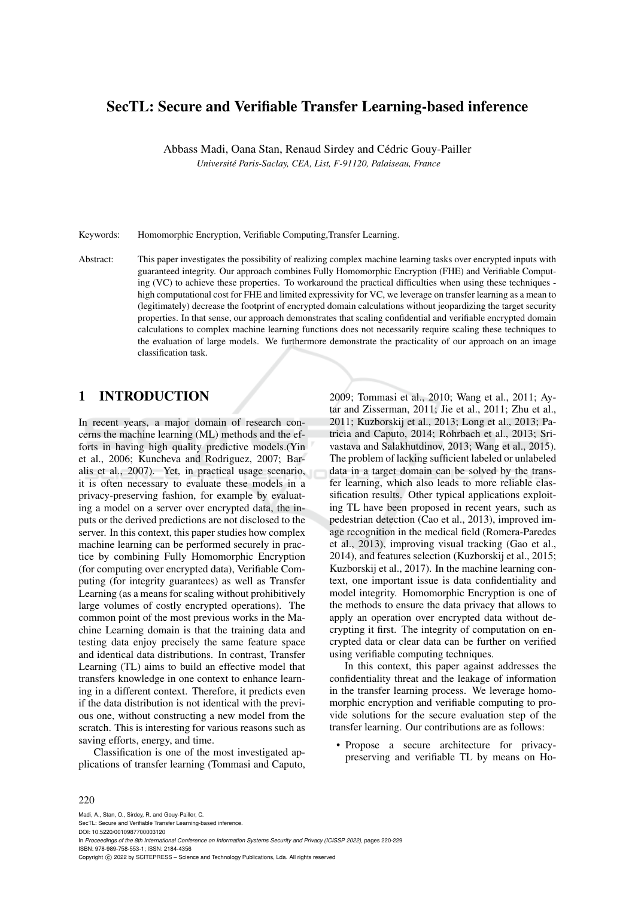# SecTL: Secure and Verifiable Transfer Learning-based inference

Abbass Madi, Oana Stan, Renaud Sirdey and Cédric Gouy-Pailler

*Université Paris-Saclay, CEA, List, F-91120, Palaiseau, France*

Keywords: Homomorphic Encryption, Verifiable Computing,Transfer Learning.

Abstract: This paper investigates the possibility of realizing complex machine learning tasks over encrypted inputs with guaranteed integrity. Our approach combines Fully Homomorphic Encryption (FHE) and Verifiable Computing (VC) to achieve these properties. To workaround the practical difficulties when using these techniques - high computational cost for FHE and limited expressivity for VC, we leverage on transfer learning as a mean to (legitimately) decrease the footprint of encrypted domain calculations without jeopardizing the target security properties. In that sense, our approach demonstrates that scaling confidential and verifiable encrypted domain calculations to complex machine learning functions does not necessarily require scaling these techniques to the evaluation of large models. We furthermore demonstrate the practicality of our approach on an image classification task.

## 1 INTRODUCTION

In recent years, a major domain of research concerns the machine learning (ML) methods and the efforts in having high quality predictive models.(Yin et al., 2006; Kuncheva and Rodriguez, 2007; Baralis et al., 2007). Yet, in practical usage scenario, it is often necessary to evaluate these models in a privacy-preserving fashion, for example by evaluating a model on a server over encrypted data, the inputs or the derived predictions are not disclosed to the server. In this context, this paper studies how complex machine learning can be performed securely in practice by combining Fully Homomorphic Encryption (for computing over encrypted data), Verifiable Computing (for integrity guarantees) as well as Transfer Learning (as a means for scaling without prohibitively large volumes of costly encrypted operations). The common point of the most previous works in the Machine Learning domain is that the training data and testing data enjoy precisely the same feature space and identical data distributions. In contrast, Transfer Learning (TL) aims to build an effective model that transfers knowledge in one context to enhance learning in a different context. Therefore, it predicts even if the data distribution is not identical with the previous one, without constructing a new model from the scratch. This is interesting for various reasons such as saving efforts, energy, and time.

Classification is one of the most investigated applications of transfer learning (Tommasi and Caputo, 2009; Tommasi et al., 2010; Wang et al., 2011; Aytar and Zisserman, 2011; Jie et al., 2011; Zhu et al., 2011; Kuzborskij et al., 2013; Long et al., 2013; Patricia and Caputo, 2014; Rohrbach et al., 2013; Srivastava and Salakhutdinov, 2013; Wang et al., 2015). The problem of lacking sufficient labeled or unlabeled data in a target domain can be solved by the transfer learning, which also leads to more reliable classification results. Other typical applications exploiting TL have been proposed in recent years, such as pedestrian detection (Cao et al., 2013), improved image recognition in the medical field (Romera-Paredes et al., 2013), improving visual tracking (Gao et al., 2014), and features selection (Kuzborskij et al., 2015; Kuzborskij et al., 2017). In the machine learning context, one important issue is data confidentiality and model integrity. Homomorphic Encryption is one of the methods to ensure the data privacy that allows to apply an operation over encrypted data without decrypting it first. The integrity of computation on encrypted data or clear data can be further on verified using verifiable computing techniques.

In this context, this paper against addresses the confidentiality threat and the leakage of information in the transfer learning process. We leverage homomorphic encryption and verifiable computing to provide solutions for the secure evaluation step of the transfer learning. Our contributions are as follows:

- Propose a secure architecture for privacy-preserving and verifiable TL by means on Ho-

Madi, A., Stan, O., Sirdey, R. and Gouy-Pailler, C.
SecTL: Secure and Verifiable Transfer Learning-based inference.
DOI: 10.5220/0010987700003120
In *Proceedings of the 8th International Conference on Information Systems Security and Privacy (ICISSP 2022)*, pages 220-229
ISBN: 978-989-758-553-1; ISSN: 2184-4356
Copyright © 2022 by SCITEPRESS – Science and Technology Publications, Lda. All rights reserved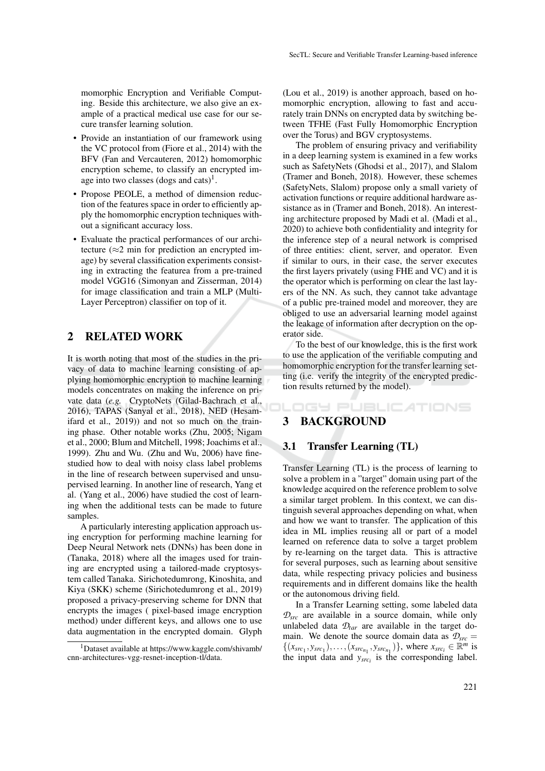momorphic Encryption and Verifiable Computing. Beside this architecture, we also give an example of a practical medical use case for our secure transfer learning solution.

- Provide an instantiation of our framework using the VC protocol from (Fiore et al., 2014) with the BFV (Fan and Vercauteren, 2012) homomorphic encryption scheme, to classify an encrypted image into two classes (dogs and cats)[1].
- Propose PEOLE, a method of dimension reduction of the features space in order to efficiently apply the homomorphic encryption techniques without a significant accuracy loss.
- Evaluate the practical performances of our architecture ($\approx$2 min for prediction an encrypted image) by several classification experiments consisting in extracting the featurea from a pre-trained model VGG16 (Simonyan and Zisserman, 2014) for image classification and train a MLP (Multi-Layer Perceptron) classifier on top of it.

## 2 RELATED WORK

It is worth noting that most of the studies in the privacy of data to machine learning consisting of applying homomorphic encryption to machine learning models concentrates on making the inference on private data (*e.g.* CryptoNets (Gilad-Bachrach et al., 2016), TAPAS (Sanyal et al., 2018), NED (Hesamifard et al., 2019)) and not so much on the training phase. Other notable works (Zhu, 2005; Nigam et al., 2000; Blum and Mitchell, 1998; Joachims et al., 1999). Zhu and Wu. (Zhu and Wu, 2006) have finestudied how to deal with noisy class label problems in the line of research between supervised and unsupervised learning. In another line of research, Yang et al. (Yang et al., 2006) have studied the cost of learning when the additional tests can be made to future samples.

A particularly interesting application approach using encryption for performing machine learning for Deep Neural Network nets (DNNs) has been done in (Tanaka, 2018) where all the images used for training are encrypted using a tailored-made cryptosystem called Tanaka. Sirichotedumrong, Kinoshita, and Kiya (SKK) scheme (Sirichotedumrong et al., 2019) proposed a privacy-preserving scheme for DNN that encrypts the images ( pixel-based image encryption method) under different keys, and allows one to use data augmentation in the encrypted domain. Glyph (Lou et al., 2019) is another approach, based on homomorphic encryption, allowing to fast and accurately train DNNs on encrypted data by switching between TFHE (Fast Fully Homomorphic Encryption over the Torus) and BGV cryptosystems.

The problem of ensuring privacy and verifiability in a deep learning system is examined in a few works such as SafetyNets (Ghodsi et al., 2017), and Slalom (Tramer and Boneh, 2018). However, these schemes (SafetyNets, Slalom) propose only a small variety of activation functions or require additional hardware assistance as in (Tramer and Boneh, 2018). An interesting architecture proposed by Madi et al. (Madi et al., 2020) to achieve both confidentiality and integrity for the inference step of a neural network is comprised of three entities: client, server, and operator. Even if similar to ours, in their case, the server executes the first layers privately (using FHE and VC) and it is the operator which is performing on clear the last layers of the NN. As such, they cannot take advantage of a public pre-trained model and moreover, they are obliged to use an adversarial learning model against the leakage of information after decryption on the operator side.

To the best of our knowledge, this is the first work to use the application of the verifiable computing and homomorphic encryption for the transfer learning setting (i.e. verify the integrity of the encrypted prediction results returned by the model).

## 3 BACKGROUND

### 3.1 Transfer Learning (TL)

Transfer Learning (TL) is the process of learning to solve a problem in a "target" domain using part of the knowledge acquired on the reference problem to solve a similar target problem. In this context, we can distinguish several approaches depending on what, when and how we want to transfer. The application of this idea in ML implies reusing all or part of a model learned on reference data to solve a target problem by re-learning on the target data. This is attractive for several purposes, such as learning about sensitive data, while respecting privacy policies and business requirements and in different domains like the health or the autonomous driving field.

In a Transfer Learning setting, some labeled data $\mathcal{D}_{src}$ are available in a source domain, while only unlabeled data $\mathcal{D}_{tar}$ are available in the target domain. We denote the source domain data as $\mathcal{D}_{src} = \{(x_{src_1}, y_{src_1}), \ldots, (x_{src_{n_1}}, y_{src_{n_1}})\}$, where $x_{src_i} \in \mathbb{R}^m$ is the input data and $y_{src_i}$ is the corresponding label.

[1] Dataset available at https://www.kaggle.com/shivamb/cnn-architectures-vgg-resnet-inception-tl/data.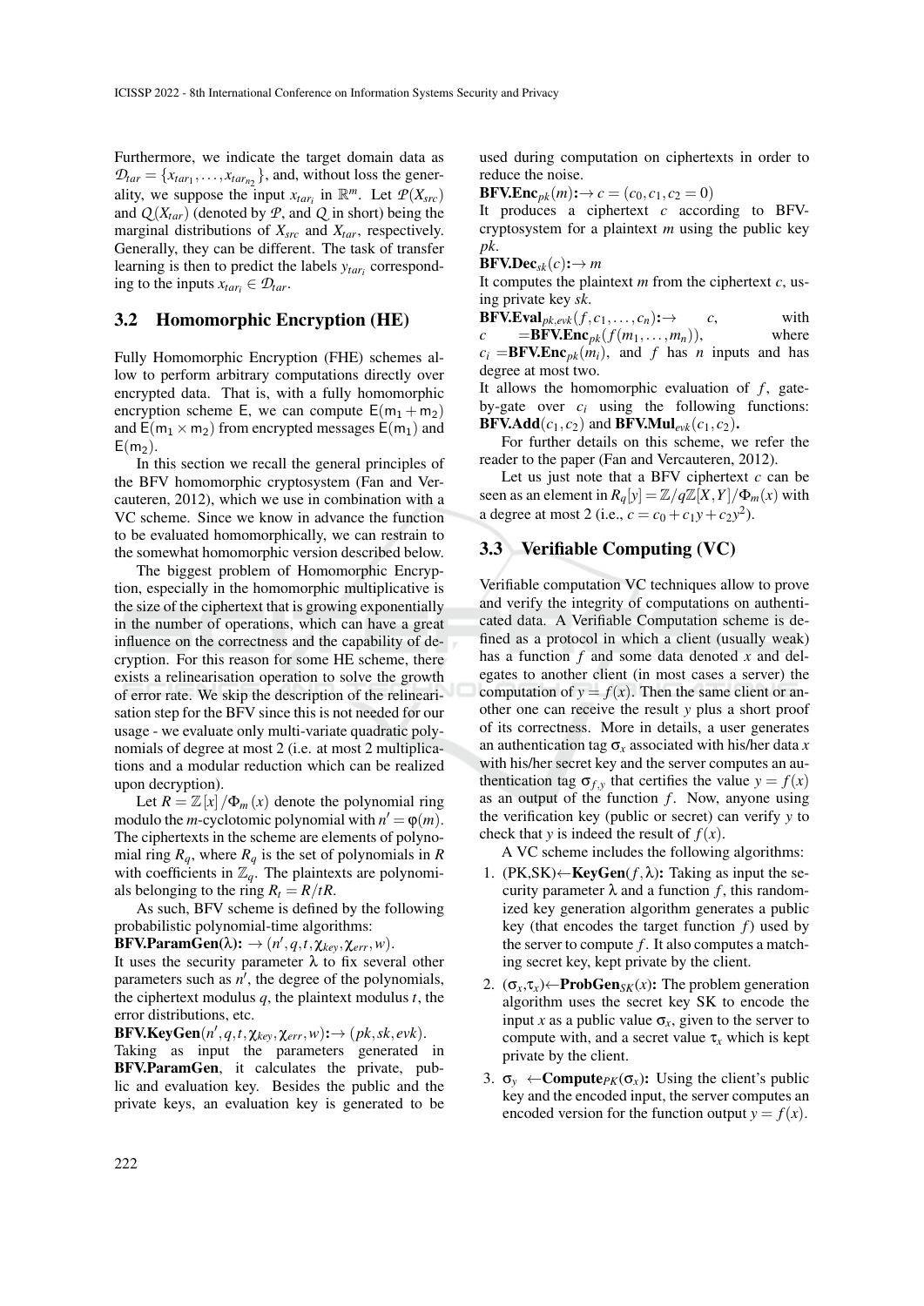Furthermore, we indicate the target domain data as $\mathcal{D}_{tar} = \{x_{tar_1}, \ldots, x_{tar_{n_2}}\}$, and, without loss the generality, we suppose the input $x_{tar_i}$ in $\mathbb{R}^m$. Let $\mathcal{P}(X_{src})$ and $\mathcal{Q}(X_{tar})$ (denoted by $\mathcal{P}$, and $\mathcal{Q}$ in short) being the marginal distributions of $X_{src}$ and $X_{tar}$, respectively. Generally, they can be different. The task of transfer learning is then to predict the labels $y_{tar_i}$ corresponding to the inputs $x_{tar_i} \in \mathcal{D}_{tar}$.

### 3.2 Homomorphic Encryption (HE)

Fully Homomorphic Encryption (FHE) schemes allow to perform arbitrary computations directly over encrypted data. That is, with a fully homomorphic encryption scheme $\mathsf{E}$, we can compute $\mathsf{E}(\mathsf{m}_1 + \mathsf{m}_2)$ and $\mathsf{E}(\mathsf{m}_1 \times \mathsf{m}_2)$ from encrypted messages $\mathsf{E}(\mathsf{m}_1)$ and $\mathsf{E}(\mathsf{m}_2)$.

In this section we recall the general principles of the BFV homomorphic cryptosystem (Fan and Vercauteren, 2012), which we use in combination with a VC scheme. Since we know in advance the function to be evaluated homomorphically, we can restrain to the somewhat homomorphic version described below.

The biggest problem of Homomorphic Encryption, especially in the homomorphic multiplicative is the size of the ciphertext that is growing exponentially in the number of operations, which can have a great influence on the correctness and the capability of decryption. For this reason for some HE scheme, there exists a relinearisation operation to solve the growth of error rate. We skip the description of the relinearisation step for the BFV since this is not needed for our usage - we evaluate only multi-variate quadratic polynomials of degree at most 2 (i.e. at most 2 multiplications and a modular reduction which can be realized upon decryption).

Let $R = \mathbb{Z}[x]/\Phi_m(x)$ denote the polynomial ring modulo the $m$-cyclotomic polynomial with $n' = \varphi(m)$. The ciphertexts in the scheme are elements of polynomial ring $R_q$, where $R_q$ is the set of polynomials in $R$ with coefficients in $\mathbb{Z}_q$. The plaintexts are polynomials belonging to the ring $R_t = R/tR$.

As such, BFV scheme is defined by the following probabilistic polynomial-time algorithms:

**BFV.ParamGen**($\lambda$)**:** $\rightarrow (n', q, t, \chi_{key}, \chi_{err}, w)$.
It uses the security parameter $\lambda$ to fix several other parameters such as $n'$, the degree of the polynomials, the ciphertext modulus $q$, the plaintext modulus $t$, the error distributions, etc.

**BFV.KeyGen**$(n', q, t, \chi_{key}, \chi_{err}, w)$**:**$\rightarrow (pk, sk, evk)$.
Taking as input the parameters generated in **BFV.ParamGen**, it calculates the private, public and evaluation key. Besides the public and the private keys, an evaluation key is generated to be used during computation on ciphertexts in order to reduce the noise.

**BFV.Enc**$_{pk}(m)$**:**$\rightarrow c = (c_0, c_1, c_2 = 0)$
It produces a ciphertext $c$ according to BFV-cryptosystem for a plaintext $m$ using the public key $pk$.

**BFV.Dec**$_{sk}(c)$**:**$\rightarrow m$
It computes the plaintext $m$ from the ciphertext $c$, using private key $sk$.

**BFV.Eval**$_{pk,evk}(f, c_1, \ldots, c_n)$**:**$\rightarrow$ $c$, with $c$ $=$**BFV.Enc**$_{pk}(f(m_1, \ldots, m_n))$, where $c_i =$**BFV.Enc**$_{pk}(m_i)$, and $f$ has $n$ inputs and has degree at most two.
It allows the homomorphic evaluation of $f$, gate-by-gate over $c_i$ using the following functions: **BFV.Add**$(c_1, c_2)$ and **BFV.Mul**$_{evk}(c_1, c_2)$.

For further details on this scheme, we refer the reader to the paper (Fan and Vercauteren, 2012).

Let us just note that a BFV ciphertext $c$ can be seen as an element in $R_q[y] = \mathbb{Z}/q\mathbb{Z}[X, Y]/\Phi_m(x)$ with a degree at most 2 (i.e., $c = c_0 + c_1 y + c_2 y^2$).

### 3.3 Verifiable Computing (VC)

Verifiable computation VC techniques allow to prove and verify the integrity of computations on authenticated data. A Verifiable Computation scheme is defined as a protocol in which a client (usually weak) has a function $f$ and some data denoted $x$ and delegates to another client (in most cases a server) the computation of $y = f(x)$. Then the same client or another one can receive the result $y$ plus a short proof of its correctness. More in details, a user generates an authentication tag $\sigma_x$ associated with his/her data $x$ with his/her secret key and the server computes an authentication tag $\sigma_{f,y}$ that certifies the value $y = f(x)$ as an output of the function $f$. Now, anyone using the verification key (public or secret) can verify $y$ to check that $y$ is indeed the result of $f(x)$.

A VC scheme includes the following algorithms:

1. (PK,SK)$\leftarrow$**KeyGen**$(f, \lambda)$**:** Taking as input the security parameter $\lambda$ and a function $f$, this randomized key generation algorithm generates a public key (that encodes the target function $f$) used by the server to compute $f$. It also computes a matching secret key, kept private by the client.
2. $(\sigma_x, \tau_x)\leftarrow$**ProbGen**$_{SK}(x)$**:** The problem generation algorithm uses the secret key SK to encode the input $x$ as a public value $\sigma_x$, given to the server to compute with, and a secret value $\tau_x$ which is kept private by the client.
3. $\sigma_y$ $\leftarrow$**Compute**$_{PK}(\sigma_x)$**:** Using the client's public key and the encoded input, the server computes an encoded version for the function output $y = f(x)$.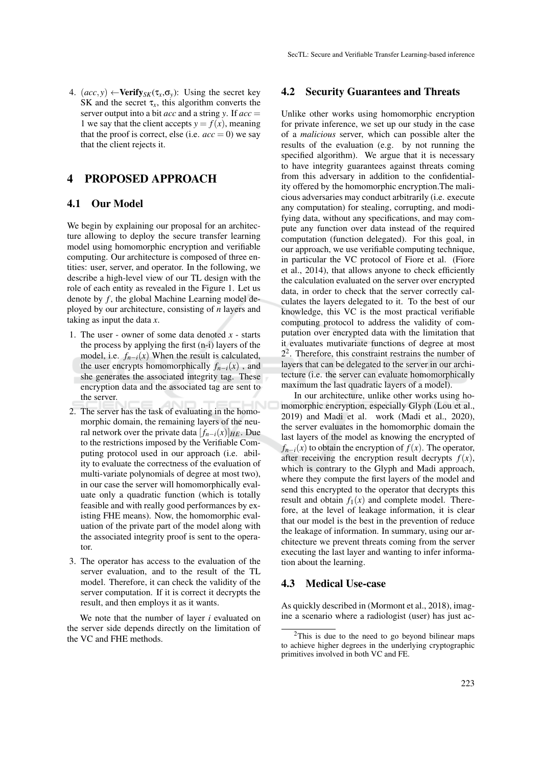4. $(acc, y) \leftarrow \mathbf{Verify}_{SK}(\tau_x, \sigma_y)$: Using the secret key SK and the secret $\tau_x$, this algorithm converts the server output into a bit *acc* and a string *y*. If $acc = 1$ we say that the client accepts $y = f(x)$, meaning that the proof is correct, else (i.e. $acc = 0$) we say that the client rejects it.

# 4 PROPOSED APPROACH

## 4.1 Our Model

We begin by explaining our proposal for an architecture allowing to deploy the secure transfer learning model using homomorphic encryption and verifiable computing. Our architecture is composed of three entities: user, server, and operator. In the following, we describe a high-level view of our TL design with the role of each entity as revealed in the Figure 1. Let us denote by $f$, the global Machine Learning model deployed by our architecture, consisting of $n$ layers and taking as input the data $x$.

1. The user - owner of some data denoted $x$ - starts the process by applying the first (n-i) layers of the model, i.e. $f_{n-i}(x)$ When the result is calculated, the user encrypts homomorphically $f_{n-i}(x)$ , and she generates the associated integrity tag. These encryption data and the associated tag are sent to the server.
2. The server has the task of evaluating in the homomorphic domain, the remaining layers of the neural network over the private data $[f_{n-i}(x)]_{HE}$. Due to the restrictions imposed by the Verifiable Computing protocol used in our approach (i.e. ability to evaluate the correctness of the evaluation of multi-variate polynomials of degree at most two), in our case the server will homomorphically evaluate only a quadratic function (which is totally feasible and with really good performances by existing FHE means). Now, the homomorphic evaluation of the private part of the model along with the associated integrity proof is sent to the operator.
3. The operator has access to the evaluation of the server evaluation, and to the result of the TL model. Therefore, it can check the validity of the server computation. If it is correct it decrypts the result, and then employs it as it wants.

We note that the number of layer $i$ evaluated on the server side depends directly on the limitation of the VC and FHE methods.

## 4.2 Security Guarantees and Threats

Unlike other works using homomorphic encryption for private inference, we set up our study in the case of a *malicious* server, which can possible alter the results of the evaluation (e.g. by not running the specified algorithm). We argue that it is necessary to have integrity guarantees against threats coming from this adversary in addition to the confidentiality offered by the homomorphic encryption.The malicious adversaries may conduct arbitrarily (i.e. execute any computation) for stealing, corrupting, and modifying data, without any specifications, and may compute any function over data instead of the required computation (function delegated). For this goal, in our approach, we use verifiable computing technique, in particular the VC protocol of Fiore et al. (Fiore et al., 2014), that allows anyone to check efficiently the calculation evaluated on the server over encrypted data, in order to check that the server correctly calculates the layers delegated to it. To the best of our knowledge, this VC is the most practical verifiable computing protocol to address the validity of computation over encrypted data with the limitation that it evaluates mutivariate functions of degree at most 2[2]. Therefore, this constraint restrains the number of layers that can be delegated to the server in our architecture (i.e. the server can evaluate homomorphically maximum the last quadratic layers of a model).

In our architecture, unlike other works using homomorphic encryption, especially Glyph (Lou et al., 2019) and Madi et al. work (Madi et al., 2020), the server evaluates in the homomorphic domain the last layers of the model as knowing the encrypted of $f_{n-i}(x)$ to obtain the encryption of $f(x)$. The operator, after receiving the encryption result decrypts $f(x)$, which is contrary to the Glyph and Madi approach, where they compute the first layers of the model and send this encrypted to the operator that decrypts this result and obtain $f_1(x)$ and complete model. Therefore, at the level of leakage information, it is clear that our model is the best in the prevention of reduce the leakage of information. In summary, using our architecture we prevent threats coming from the server executing the last layer and wanting to infer information about the learning.

## 4.3 Medical Use-case

As quickly described in (Mormont et al., 2018), imagine a scenario where a radiologist (user) has just ac-

[2]This is due to the need to go beyond bilinear maps to achieve higher degrees in the underlying cryptographic primitives involved in both VC and FE.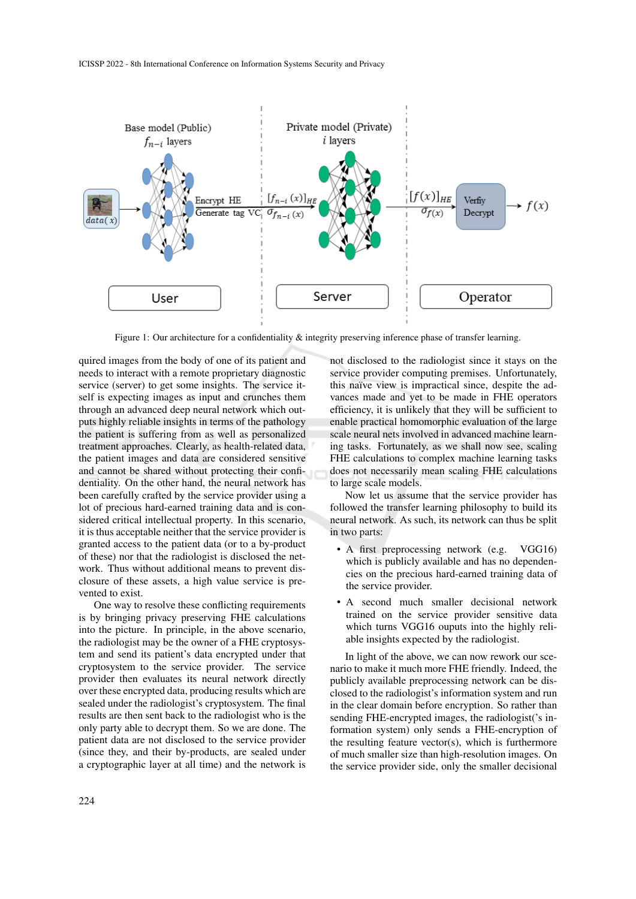Figure 1: Our architecture for a confidentiality & integrity preserving inference phase of transfer learning.

quired images from the body of one of its patient and needs to interact with a remote proprietary diagnostic service (server) to get some insights. The service itself is expecting images as input and crunches them through an advanced deep neural network which outputs highly reliable insights in terms of the pathology the patient is suffering from as well as personalized treatment approaches. Clearly, as health-related data, the patient images and data are considered sensitive and cannot be shared without protecting their confidentiality. On the other hand, the neural network has been carefully crafted by the service provider using a lot of precious hard-earned training data and is considered critical intellectual property. In this scenario, it is thus acceptable neither that the service provider is granted access to the patient data (or to a by-product of these) nor that the radiologist is disclosed the network. Thus without additional means to prevent disclosure of these assets, a high value service is prevented to exist.

One way to resolve these conflicting requirements is by bringing privacy preserving FHE calculations into the picture. In principle, in the above scenario, the radiologist may be the owner of a FHE cryptosystem and send its patient's data encrypted under that cryptosystem to the service provider. The service provider then evaluates its neural network directly over these encrypted data, producing results which are sealed under the radiologist's cryptosystem. The final results are then sent back to the radiologist who is the only party able to decrypt them. So we are done. The patient data are not disclosed to the service provider (since they, and their by-products, are sealed under a cryptographic layer at all time) and the network is not disclosed to the radiologist since it stays on the service provider computing premises. Unfortunately, this naïve view is impractical since, despite the advances made and yet to be made in FHE operators efficiency, it is unlikely that they will be sufficient to enable practical homomorphic evaluation of the large scale neural nets involved in advanced machine learning tasks. Fortunately, as we shall now see, scaling FHE calculations to complex machine learning tasks does not necessarily mean scaling FHE calculations to large scale models.

Now let us assume that the service provider has followed the transfer learning philosophy to build its neural network. As such, its network can thus be split in two parts:

- A first preprocessing network (e.g. VGG16) which is publicly available and has no dependencies on the precious hard-earned training data of the service provider.
- A second much smaller decisional network trained on the service provider sensitive data which turns VGG16 ouputs into the highly reliable insights expected by the radiologist.

In light of the above, we can now rework our scenario to make it much more FHE friendly. Indeed, the publicly available preprocessing network can be disclosed to the radiologist's information system and run in the clear domain before encryption. So rather than sending FHE-encrypted images, the radiologist('s information system) only sends a FHE-encryption of the resulting feature vector(s), which is furthermore of much smaller size than high-resolution images. On the service provider side, only the smaller decisional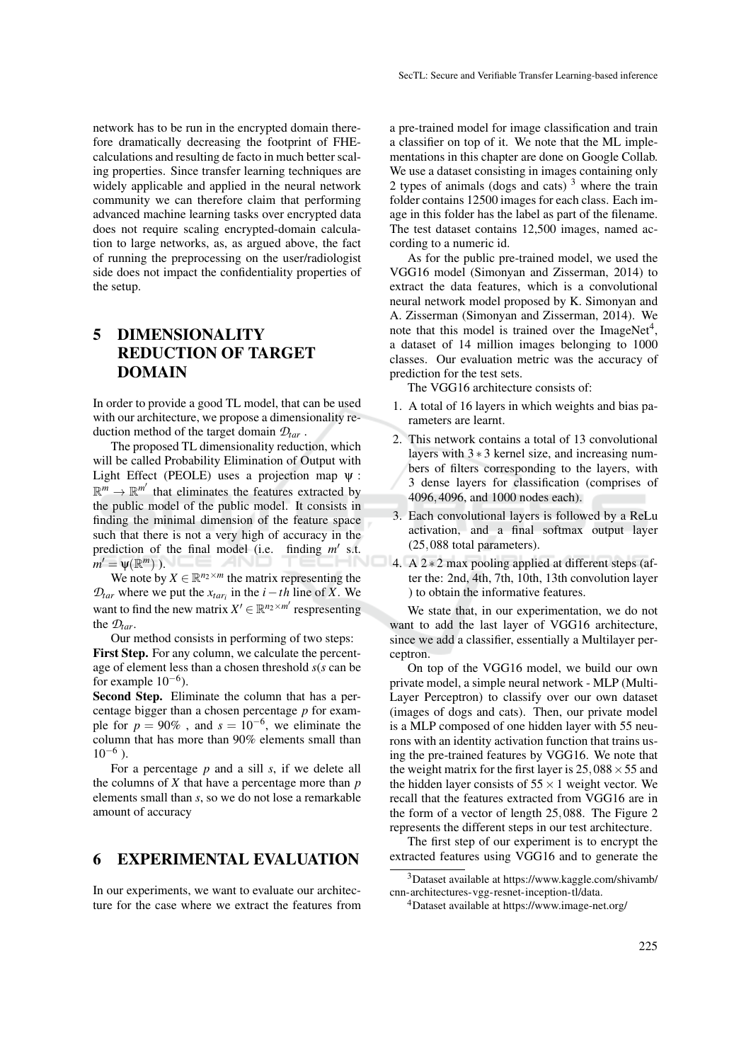network has to be run in the encrypted domain therefore dramatically decreasing the footprint of FHE-calculations and resulting de facto in much better scaling properties. Since transfer learning techniques are widely applicable and applied in the neural network community we can therefore claim that performing advanced machine learning tasks over encrypted data does not require scaling encrypted-domain calculation to large networks, as, as argued above, the fact of running the preprocessing on the user/radiologist side does not impact the confidentiality properties of the setup.

## 5 DIMENSIONALITY REDUCTION OF TARGET DOMAIN

In order to provide a good TL model, that can be used with our architecture, we propose a dimensionality reduction method of the target domain $\mathcal{D}_{tar}$ .

The proposed TL dimensionality reduction, which will be called Probability Elimination of Output with Light Effect (PEOLE) uses a projection map $\psi : \mathbb{R}^m \rightarrow \mathbb{R}^{m'}$ that eliminates the features extracted by the public model of the public model. It consists in finding the minimal dimension of the feature space such that there is not a very high of accuracy in the prediction of the final model (i.e. finding $m'$ s.t. $m' = \psi(\mathbb{R}^m)$ ).

We note by $X \in \mathbb{R}^{n_2 \times m}$ the matrix representing the $\mathcal{D}_{tar}$ where we put the $x_{tar_i}$ in the $i-th$ line of $X$. We want to find the new matrix $X' \in \mathbb{R}^{n_2 \times m'}$ respresenting the $\mathcal{D}_{tar}$.

Our method consists in performing of two steps:

**First Step.** For any column, we calculate the percentage of element less than a chosen threshold $s$($s$ can be for example $10^{-6}$).

**Second Step.** Eliminate the column that has a percentage bigger than a chosen percentage $p$ for example for $p = 90\%$ , and $s = 10^{-6}$, we eliminate the column that has more than 90% elements small than $10^{-6}$ ).

For a percentage $p$ and a sill $s$, if we delete all the columns of $X$ that have a percentage more than $p$ elements small than $s$, so we do not lose a remarkable amount of accuracy

## 6 EXPERIMENTAL EVALUATION

In our experiments, we want to evaluate our architecture for the case where we extract the features from a pre-trained model for image classification and train a classifier on top of it. We note that the ML implementations in this chapter are done on Google Collab. We use a dataset consisting in images containing only 2 types of animals (dogs and cats) [3] where the train folder contains 12500 images for each class. Each image in this folder has the label as part of the filename. The test dataset contains 12,500 images, named according to a numeric id.

As for the public pre-trained model, we used the VGG16 model (Simonyan and Zisserman, 2014) to extract the data features, which is a convolutional neural network model proposed by K. Simonyan and A. Zisserman (Simonyan and Zisserman, 2014). We note that this model is trained over the ImageNet[4], a dataset of 14 million images belonging to 1000 classes. Our evaluation metric was the accuracy of prediction for the test sets.

The VGG16 architecture consists of:

1. A total of 16 layers in which weights and bias parameters are learnt.
2. This network contains a total of 13 convolutional layers with $3 * 3$ kernel size, and increasing numbers of filters corresponding to the layers, with 3 dense layers for classification (comprises of 4096, 4096, and 1000 nodes each).
3. Each convolutional layers is followed by a ReLu activation, and a final softmax output layer (25,088 total parameters).
4. A $2 * 2$ max pooling applied at different steps (after the: 2nd, 4th, 7th, 10th, 13th convolution layer ) to obtain the informative features.

We state that, in our experimentation, we do not want to add the last layer of VGG16 architecture, since we add a classifier, essentially a Multilayer perceptron.

On top of the VGG16 model, we build our own private model, a simple neural network - MLP (Multi-Layer Perceptron) to classify over our own dataset (images of dogs and cats). Then, our private model is a MLP composed of one hidden layer with 55 neurons with an identity activation function that trains using the pre-trained features by VGG16. We note that the weight matrix for the first layer is $25,088 \times 55$ and the hidden layer consists of $55 \times 1$ weight vector. We recall that the features extracted from VGG16 are in the form of a vector of length 25,088. The Figure 2 represents the different steps in our test architecture.

The first step of our experiment is to encrypt the extracted features using VGG16 and to generate the

[3] Dataset available at https://www.kaggle.com/shivamb/cnn-architectures-vgg-resnet-inception-tl/data.

[4] Dataset available at https://www.image-net.org/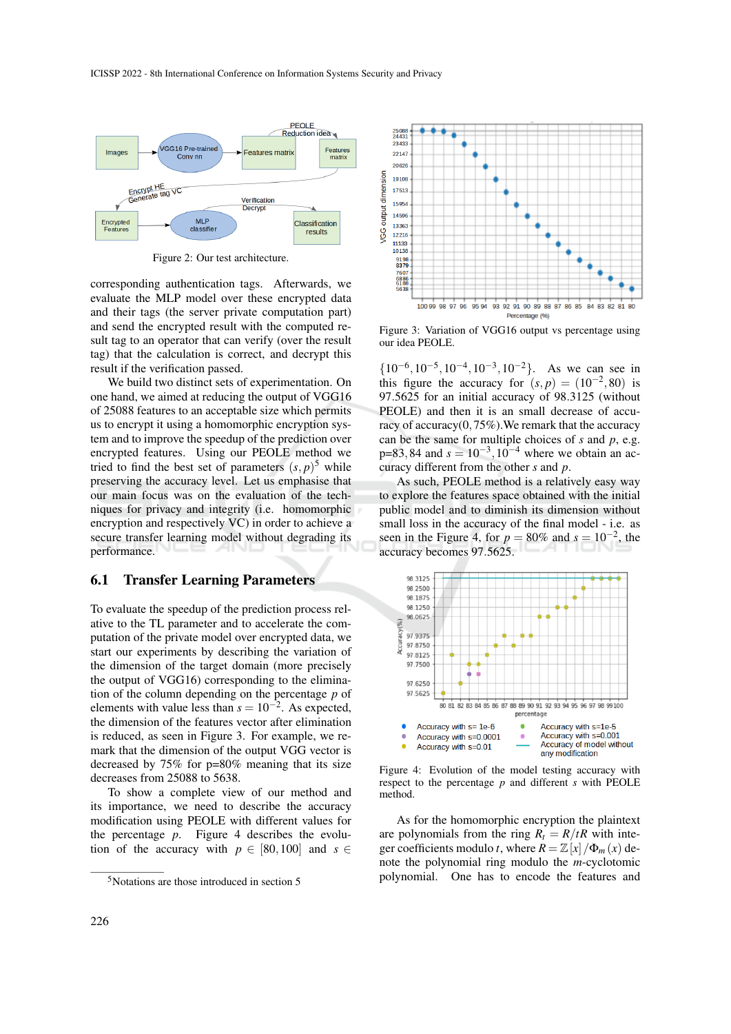Figure 2: Our test architecture.

corresponding authentication tags. Afterwards, we evaluate the MLP model over these encrypted data and their tags (the server private computation part) and send the encrypted result with the computed result tag to an operator that can verify (over the result tag) that the calculation is correct, and decrypt this result if the verification passed.

We build two distinct sets of experimentation. On one hand, we aimed at reducing the output of VGG16 of 25088 features to an acceptable size which permits us to encrypt it using a homomorphic encryption system and to improve the speedup of the prediction over encrypted features. Using our PEOLE method we tried to find the best set of parameters $(s, p)^5$ while preserving the accuracy level. Let us emphasise that our main focus was on the evaluation of the techniques for privacy and integrity (i.e. homomorphic encryption and respectively VC) in order to achieve a secure transfer learning model without degrading its performance.

## 6.1 Transfer Learning Parameters

To evaluate the speedup of the prediction process relative to the TL parameter and to accelerate the computation of the private model over encrypted data, we start our experiments by describing the variation of the dimension of the target domain (more precisely the output of VGG16) corresponding to the elimination of the column depending on the percentage $p$ of elements with value less than $s = 10^{-2}$. As expected, the dimension of the features vector after elimination is reduced, as seen in Figure 3. For example, we remark that the dimension of the output VGG vector is decreased by 75% for p=80% meaning that its size decreases from 25088 to 5638.

To show a complete view of our method and its importance, we need to describe the accuracy modification using PEOLE with different values for the percentage $p$. Figure 4 describes the evolution of the accuracy with $p \in [80, 100]$ and $s \in \{10^{-6}, 10^{-5}, 10^{-4}, 10^{-3}, 10^{-2}\}$. As we can see in this figure the accuracy for $(s, p) = (10^{-2}, 80)$ is 97.5625 for an initial accuracy of 98.3125 (without PEOLE) and then it is an small decrease of accuracy of accuracy(0,75%).We remark that the accuracy can be the same for multiple choices of $s$ and $p$, e.g. p=83, 84 and $s = 10^{-3}, 10^{-4}$ where we obtain an accuracy different from the other $s$ and $p$.

Figure 3: Variation of VGG16 output vs percentage using our idea PEOLE.

As such, PEOLE method is a relatively easy way to explore the features space obtained with the initial public model and to diminish its dimension without small loss in the accuracy of the final model - i.e. as seen in the Figure 4, for $p = 80\%$ and $s = 10^{-2}$, the accuracy becomes 97.5625.

Figure 4: Evolution of the model testing accuracy with respect to the percentage $p$ and different $s$ with PEOLE method.

As for the homomorphic encryption the plaintext are polynomials from the ring $R_t = R/tR$ with integer coefficients modulo $t$, where $R = \mathbb{Z}[x]/\Phi_m(x)$ denote the polynomial ring modulo the $m$-cyclotomic polynomial. One has to encode the features and

[5] Notations are those introduced in section 5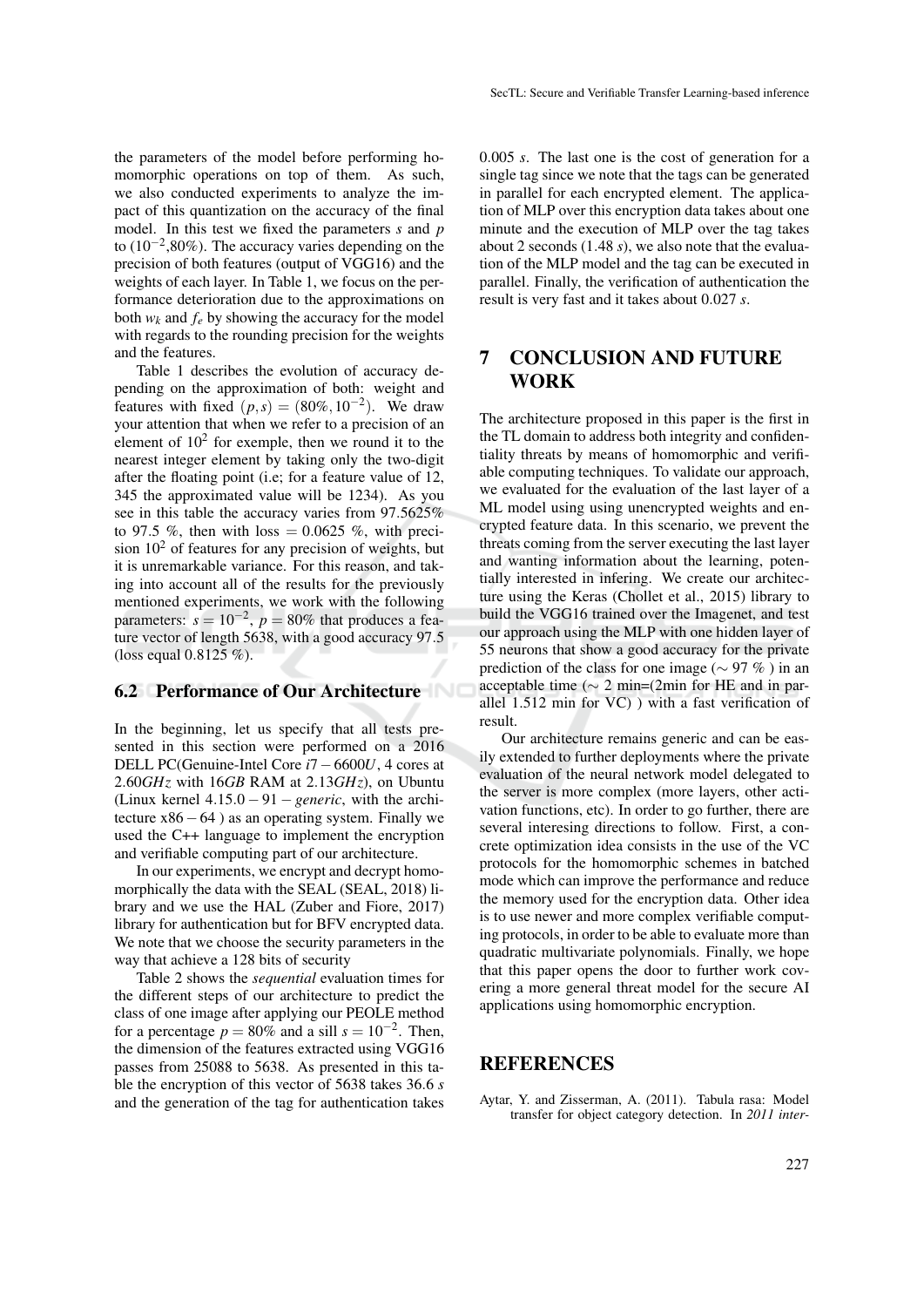the parameters of the model before performing homomorphic operations on top of them. As such, we also conducted experiments to analyze the impact of this quantization on the accuracy of the final model. In this test we fixed the parameters $s$ and $p$ to ($10^{-2}$,80%). The accuracy varies depending on the precision of both features (output of VGG16) and the weights of each layer. In Table 1, we focus on the performance deterioration due to the approximations on both $w_k$ and $f_e$ by showing the accuracy for the model with regards to the rounding precision for the weights and the features.

Table 1 describes the evolution of accuracy depending on the approximation of both: weight and features with fixed $(p,s) = (80\%, 10^{-2})$. We draw your attention that when we refer to a precision of an element of $10^2$ for exemple, then we round it to the nearest integer element by taking only the two-digit after the floating point (i.e; for a feature value of 12, 345 the approximated value will be 1234). As you see in this table the accuracy varies from 97.5625% to 97.5 %, then with loss = 0.0625 %, with precision $10^2$ of features for any precision of weights, but it is unremarkable variance. For this reason, and taking into account all of the results for the previously mentioned experiments, we work with the following parameters: $s = 10^{-2}$, $p = 80\%$ that produces a feature vector of length 5638, with a good accuracy 97.5 (loss equal 0.8125 %).

### 6.2 Performance of Our Architecture

In the beginning, let us specify that all tests presented in this section were performed on a 2016 DELL PC(Genuine-Intel Core $i7-6600U$, 4 cores at $2.60GHz$ with $16GB$ RAM at $2.13GHz$), on Ubuntu (Linux kernel $4.15.0-91-generic$, with the architecture $x86-64$ ) as an operating system. Finally we used the C++ language to implement the encryption and verifiable computing part of our architecture.

In our experiments, we encrypt and decrypt homomorphically the data with the SEAL (SEAL, 2018) library and we use the HAL (Zuber and Fiore, 2017) library for authentication but for BFV encrypted data. We note that we choose the security parameters in the way that achieve a 128 bits of security

Table 2 shows the *sequential* evaluation times for the different steps of our architecture to predict the class of one image after applying our PEOLE method for a percentage $p = 80\%$ and a sill $s = 10^{-2}$. Then, the dimension of the features extracted using VGG16 passes from 25088 to 5638. As presented in this table the encryption of this vector of 5638 takes 36.6 $s$ and the generation of the tag for authentication takes 0.005 $s$. The last one is the cost of generation for a single tag since we note that the tags can be generated in parallel for each encrypted element. The application of MLP over this encryption data takes about one minute and the execution of MLP over the tag takes about 2 seconds (1.48 $s$), we also note that the evaluation of the MLP model and the tag can be executed in parallel. Finally, the verification of authentication the result is very fast and it takes about 0.027 $s$.

## 7 CONCLUSION AND FUTURE WORK

The architecture proposed in this paper is the first in the TL domain to address both integrity and confidentiality threats by means of homomorphic and verifiable computing techniques. To validate our approach, we evaluated for the evaluation of the last layer of a ML model using using unencrypted weights and encrypted feature data. In this scenario, we prevent the threats coming from the server executing the last layer and wanting information about the learning, potentially interested in infering. We create our architecture using the Keras (Chollet et al., 2015) library to build the VGG16 trained over the Imagenet, and test our approach using the MLP with one hidden layer of 55 neurons that show a good accuracy for the private prediction of the class for one image ($\sim$ 97 % ) in an acceptable time ($\sim$ 2 min=(2min for HE and in parallel 1.512 min for VC) ) with a fast verification of result.

Our architecture remains generic and can be easily extended to further deployments where the private evaluation of the neural network model delegated to the server is more complex (more layers, other activation functions, etc). In order to go further, there are several interesing directions to follow. First, a concrete optimization idea consists in the use of the VC protocols for the homomorphic schemes in batched mode which can improve the performance and reduce the memory used for the encryption data. Other idea is to use newer and more complex verifiable computing protocols, in order to be able to evaluate more than quadratic multivariate polynomials. Finally, we hope that this paper opens the door to further work covering a more general threat model for the secure AI applications using homomorphic encryption.

## REFERENCES

Aytar, Y. and Zisserman, A. (2011). Tabula rasa: Model transfer for object category detection. In *2011 inter-*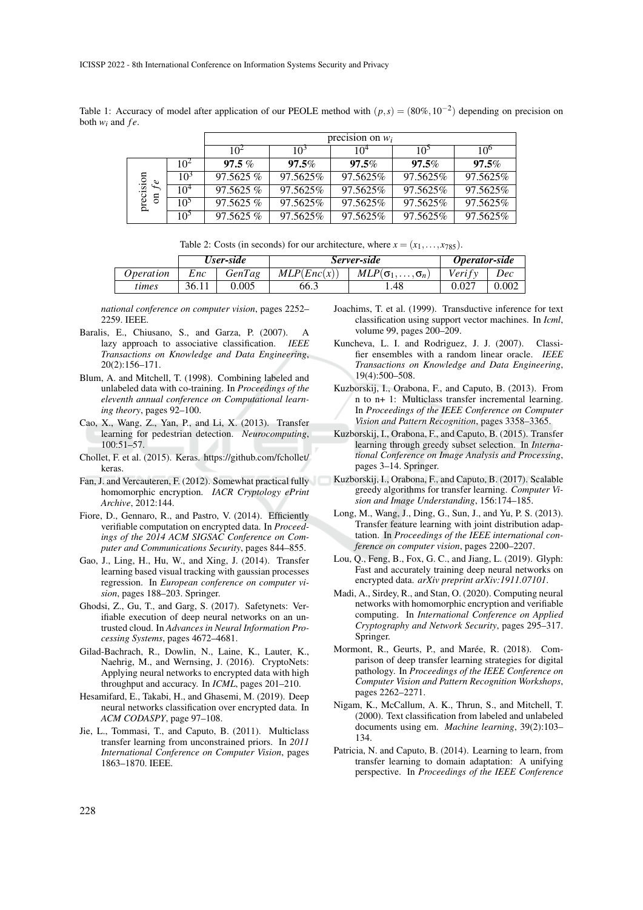Table 1: Accuracy of model after application of our PEOLE method with $(p,s) = (80\%, 10^{-2})$ depending on precision on both $w_i$ and $fe$.

| | | precision on $w_i$ | | | | |
|---|---|---|---|---|---|---|
| | | $10^2$ | $10^3$ | $10^4$ | $10^5$ | $10^6$ |
| precision on $fe$ | $10^2$ | **97.5 %** | **97.5%** | **97.5%** | **97.5%** | **97.5%** |
| | $10^3$ | 97.5625 % | 97.5625% | 97.5625% | 97.5625% | 97.5625% |
| | $10^4$ | 97.5625 % | 97.5625% | 97.5625% | 97.5625% | 97.5625% |
| | $10^5$ | 97.5625 % | 97.5625% | 97.5625% | 97.5625% | 97.5625% |
| | $10^5$ | 97.5625 % | 97.5625% | 97.5625% | 97.5625% | 97.5625% |

Table 2: Costs (in seconds) for our architecture, where $x = (x_1, \ldots, x_{785})$.

| | ***User-side*** | | ***Server-side*** | | ***Operator-side*** | |
|---|---|---|---|---|---|---|
| *Operation* | *Enc* | *GenTag* | $MLP(Enc(x))$ | $MLP(\sigma_1, \ldots, \sigma_n)$ | *Verify* | *Dec* |
| *times* | 36.11 | 0.005 | 66.3 | 1.48 | 0.027 | 0.002 |

*national conference on computer vision*, pages 2252–2259. IEEE.

Baralis, E., Chiusano, S., and Garza, P. (2007). A lazy approach to associative classification. *IEEE Transactions on Knowledge and Data Engineering*, 20(2):156–171.

Blum, A. and Mitchell, T. (1998). Combining labeled and unlabeled data with co-training. In *Proceedings of the eleventh annual conference on Computational learning theory*, pages 92–100.

Cao, X., Wang, Z., Yan, P., and Li, X. (2013). Transfer learning for pedestrian detection. *Neurocomputing*, 100:51–57.

Chollet, F. et al. (2015). Keras. https://github.com/fchollet/keras.

Fan, J. and Vercauteren, F. (2012). Somewhat practical fully homomorphic encryption. *IACR Cryptology ePrint Archive*, 2012:144.

Fiore, D., Gennaro, R., and Pastro, V. (2014). Efficiently verifiable computation on encrypted data. In *Proceedings of the 2014 ACM SIGSAC Conference on Computer and Communications Security*, pages 844–855.

Gao, J., Ling, H., Hu, W., and Xing, J. (2014). Transfer learning based visual tracking with gaussian processes regression. In *European conference on computer vision*, pages 188–203. Springer.

Ghodsi, Z., Gu, T., and Garg, S. (2017). Safetynets: Verifiable execution of deep neural networks on an untrusted cloud. In *Advances in Neural Information Processing Systems*, pages 4672–4681.

Gilad-Bachrach, R., Dowlin, N., Laine, K., Lauter, K., Naehrig, M., and Wernsing, J. (2016). CryptoNets: Applying neural networks to encrypted data with high throughput and accuracy. In *ICML*, pages 201–210.

Hesamifard, E., Takabi, H., and Ghasemi, M. (2019). Deep neural networks classification over encrypted data. In *ACM CODASPY*, page 97–108.

Jie, L., Tommasi, T., and Caputo, B. (2011). Multiclass transfer learning from unconstrained priors. In *2011 International Conference on Computer Vision*, pages 1863–1870. IEEE.

Joachims, T. et al. (1999). Transductive inference for text classification using support vector machines. In *Icml*, volume 99, pages 200–209.

Kuncheva, L. I. and Rodriguez, J. J. (2007). Classifier ensembles with a random linear oracle. *IEEE Transactions on Knowledge and Data Engineering*, 19(4):500–508.

Kuzborskij, I., Orabona, F., and Caputo, B. (2013). From n to n+ 1: Multiclass transfer incremental learning. In *Proceedings of the IEEE Conference on Computer Vision and Pattern Recognition*, pages 3358–3365.

Kuzborskij, I., Orabona, F., and Caputo, B. (2015). Transfer learning through greedy subset selection. In *International Conference on Image Analysis and Processing*, pages 3–14. Springer.

Kuzborskij, I., Orabona, F., and Caputo, B. (2017). Scalable greedy algorithms for transfer learning. *Computer Vision and Image Understanding*, 156:174–185.

Long, M., Wang, J., Ding, G., Sun, J., and Yu, P. S. (2013). Transfer feature learning with joint distribution adaptation. In *Proceedings of the IEEE international conference on computer vision*, pages 2200–2207.

Lou, Q., Feng, B., Fox, G. C., and Jiang, L. (2019). Glyph: Fast and accurately training deep neural networks on encrypted data. *arXiv preprint arXiv:1911.07101*.

Madi, A., Sirdey, R., and Stan, O. (2020). Computing neural networks with homomorphic encryption and verifiable computing. In *International Conference on Applied Cryptography and Network Security*, pages 295–317. Springer.

Mormont, R., Geurts, P., and Marée, R. (2018). Comparison of deep transfer learning strategies for digital pathology. In *Proceedings of the IEEE Conference on Computer Vision and Pattern Recognition Workshops*, pages 2262–2271.

Nigam, K., McCallum, A. K., Thrun, S., and Mitchell, T. (2000). Text classification from labeled and unlabeled documents using em. *Machine learning*, 39(2):103–134.

Patricia, N. and Caputo, B. (2014). Learning to learn, from transfer learning to domain adaptation: A unifying perspective. In *Proceedings of the IEEE Conference*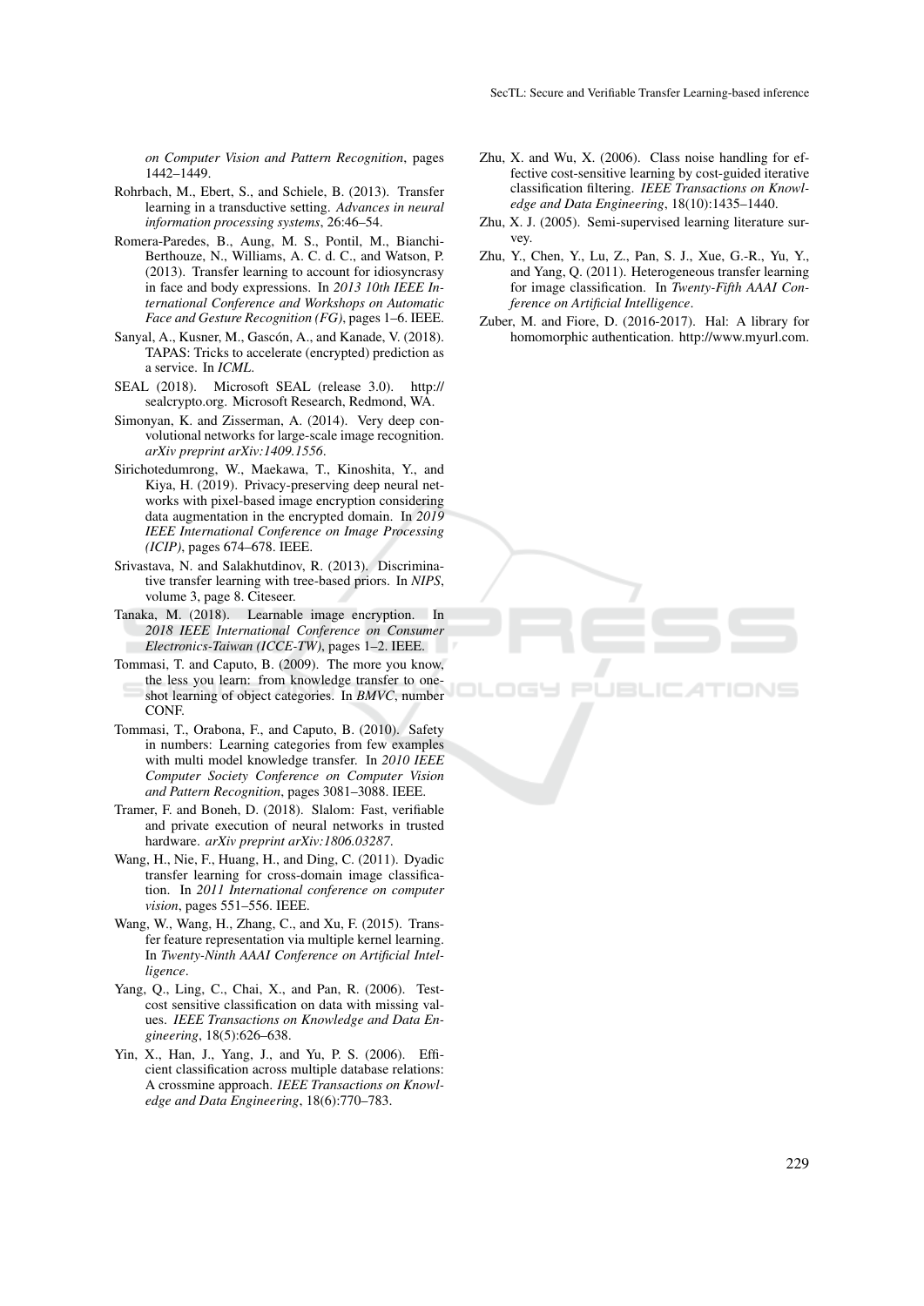*on Computer Vision and Pattern Recognition*, pages 1442–1449.

Rohrbach, M., Ebert, S., and Schiele, B. (2013). Transfer learning in a transductive setting. *Advances in neural information processing systems*, 26:46–54.

Romera-Paredes, B., Aung, M. S., Pontil, M., Bianchi-Berthouze, N., Williams, A. C. d. C., and Watson, P. (2013). Transfer learning to account for idiosyncrasy in face and body expressions. In *2013 10th IEEE International Conference and Workshops on Automatic Face and Gesture Recognition (FG)*, pages 1–6. IEEE.

Sanyal, A., Kusner, M., Gascón, A., and Kanade, V. (2018). TAPAS: Tricks to accelerate (encrypted) prediction as a service. In *ICML*.

SEAL (2018). Microsoft SEAL (release 3.0). http://sealcrypto.org. Microsoft Research, Redmond, WA.

Simonyan, K. and Zisserman, A. (2014). Very deep convolutional networks for large-scale image recognition. *arXiv preprint arXiv:1409.1556*.

Sirichotedumrong, W., Maekawa, T., Kinoshita, Y., and Kiya, H. (2019). Privacy-preserving deep neural networks with pixel-based image encryption considering data augmentation in the encrypted domain. In *2019 IEEE International Conference on Image Processing (ICIP)*, pages 674–678. IEEE.

Srivastava, N. and Salakhutdinov, R. (2013). Discriminative transfer learning with tree-based priors. In *NIPS*, volume 3, page 8. Citeseer.

Tanaka, M. (2018). Learnable image encryption. In *2018 IEEE International Conference on Consumer Electronics-Taiwan (ICCE-TW)*, pages 1–2. IEEE.

Tommasi, T. and Caputo, B. (2009). The more you know, the less you learn: from knowledge transfer to one-shot learning of object categories. In *BMVC*, number CONF.

Tommasi, T., Orabona, F., and Caputo, B. (2010). Safety in numbers: Learning categories from few examples with multi model knowledge transfer. In *2010 IEEE Computer Society Conference on Computer Vision and Pattern Recognition*, pages 3081–3088. IEEE.

Tramer, F. and Boneh, D. (2018). Slalom: Fast, verifiable and private execution of neural networks in trusted hardware. *arXiv preprint arXiv:1806.03287*.

Wang, H., Nie, F., Huang, H., and Ding, C. (2011). Dyadic transfer learning for cross-domain image classification. In *2011 International conference on computer vision*, pages 551–556. IEEE.

Wang, W., Wang, H., Zhang, C., and Xu, F. (2015). Transfer feature representation via multiple kernel learning. In *Twenty-Ninth AAAI Conference on Artificial Intelligence*.

Yang, Q., Ling, C., Chai, X., and Pan, R. (2006). Test-cost sensitive classification on data with missing values. *IEEE Transactions on Knowledge and Data Engineering*, 18(5):626–638.

Yin, X., Han, J., Yang, J., and Yu, P. S. (2006). Efficient classification across multiple database relations: A crossmine approach. *IEEE Transactions on Knowledge and Data Engineering*, 18(6):770–783.

Zhu, X. and Wu, X. (2006). Class noise handling for effective cost-sensitive learning by cost-guided iterative classification filtering. *IEEE Transactions on Knowledge and Data Engineering*, 18(10):1435–1440.

Zhu, X. J. (2005). Semi-supervised learning literature survey.

Zhu, Y., Chen, Y., Lu, Z., Pan, S. J., Xue, G.-R., Yu, Y., and Yang, Q. (2011). Heterogeneous transfer learning for image classification. In *Twenty-Fifth AAAI Conference on Artificial Intelligence*.

Zuber, M. and Fiore, D. (2016-2017). Hal: A library for homomorphic authentication. http://www.myurl.com.